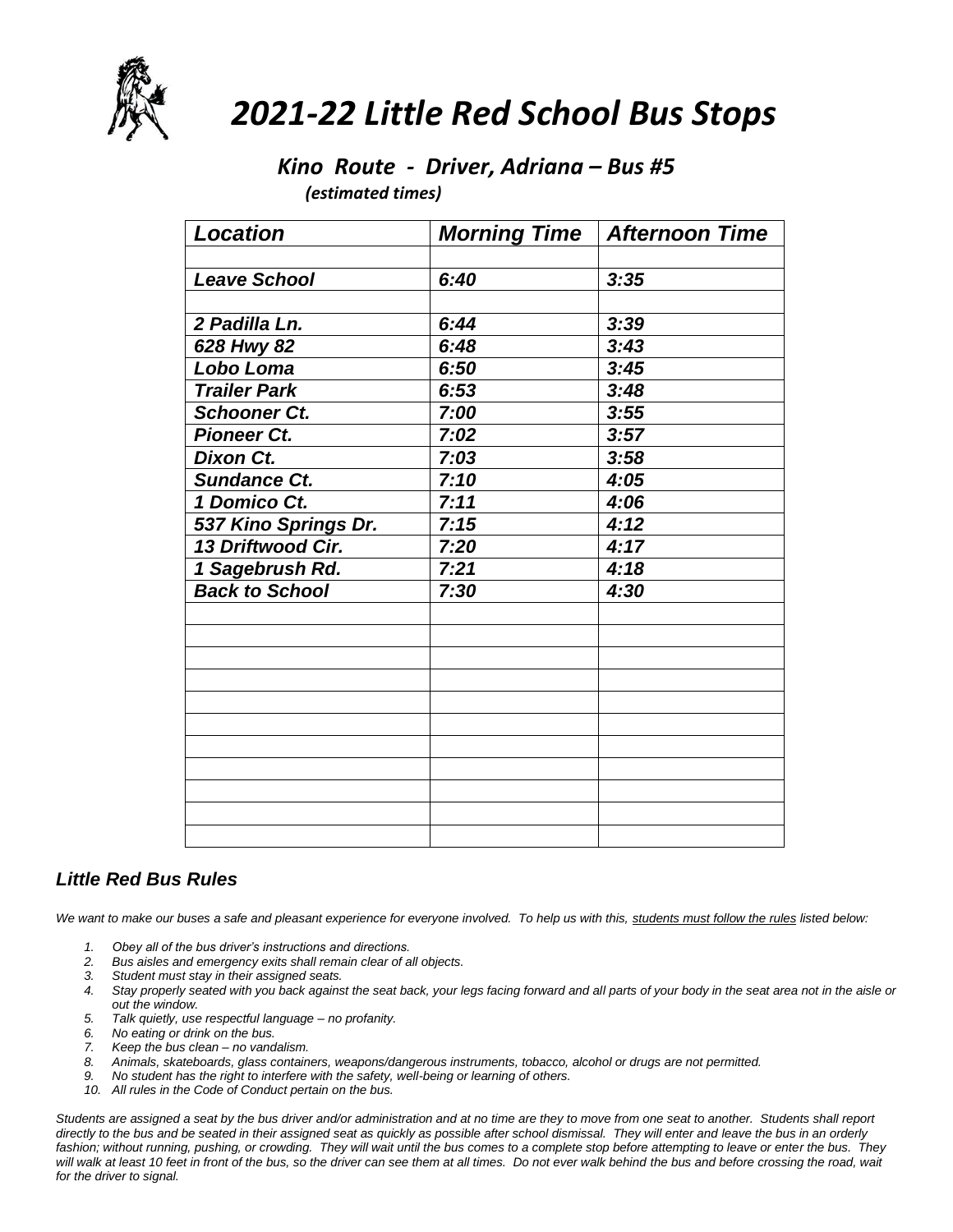# *2021-22 Little Red School Bus Stops*

## *Kino Route - Driver, Adriana – Bus #5*

*(estimated times)*

| *Location* | *Morning Time* | *Afternoon Time* |
|---|---|---|
| | | |
| *Leave School* | *6:40* | *3:35* |
| | | |
| *2 Padilla Ln.* | *6:44* | *3:39* |
| *628 Hwy 82* | *6:48* | *3:43* |
| *Lobo Loma* | *6:50* | *3:45* |
| *Trailer Park* | *6:53* | *3:48* |
| *Schooner Ct.* | *7:00* | *3:55* |
| *Pioneer Ct.* | *7:02* | *3:57* |
| *Dixon Ct.* | *7:03* | *3:58* |
| *Sundance Ct.* | *7:10* | *4:05* |
| *1 Domico Ct.* | *7:11* | *4:06* |
| *537 Kino Springs Dr.* | *7:15* | *4:12* |
| *13 Driftwood Cir.* | *7:20* | *4:17* |
| *1 Sagebrush Rd.* | *7:21* | *4:18* |
| *Back to School* | *7:30* | *4:30* |
| | | |
| | | |
| | | |
| | | |
| | | |
| | | |
| | | |
| | | |
| | | |
| | | |
| | | |

### *Little Red Bus Rules*

*We want to make our buses a safe and pleasant experience for everyone involved. To help us with this, students must follow the rules listed below:*

1. *Obey all of the bus driver's instructions and directions.*
2. *Bus aisles and emergency exits shall remain clear of all objects.*
3. *Student must stay in their assigned seats.*
4. *Stay properly seated with you back against the seat back, your legs facing forward and all parts of your body in the seat area not in the aisle or out the window.*
5. *Talk quietly, use respectful language – no profanity.*
6. *No eating or drink on the bus.*
7. *Keep the bus clean – no vandalism.*
8. *Animals, skateboards, glass containers, weapons/dangerous instruments, tobacco, alcohol or drugs are not permitted.*
9. *No student has the right to interfere with the safety, well-being or learning of others.*
10. *All rules in the Code of Conduct pertain on the bus.*

*Students are assigned a seat by the bus driver and/or administration and at no time are they to move from one seat to another. Students shall report directly to the bus and be seated in their assigned seat as quickly as possible after school dismissal. They will enter and leave the bus in an orderly fashion; without running, pushing, or crowding. They will wait until the bus comes to a complete stop before attempting to leave or enter the bus. They will walk at least 10 feet in front of the bus, so the driver can see them at all times. Do not ever walk behind the bus and before crossing the road, wait for the driver to signal.*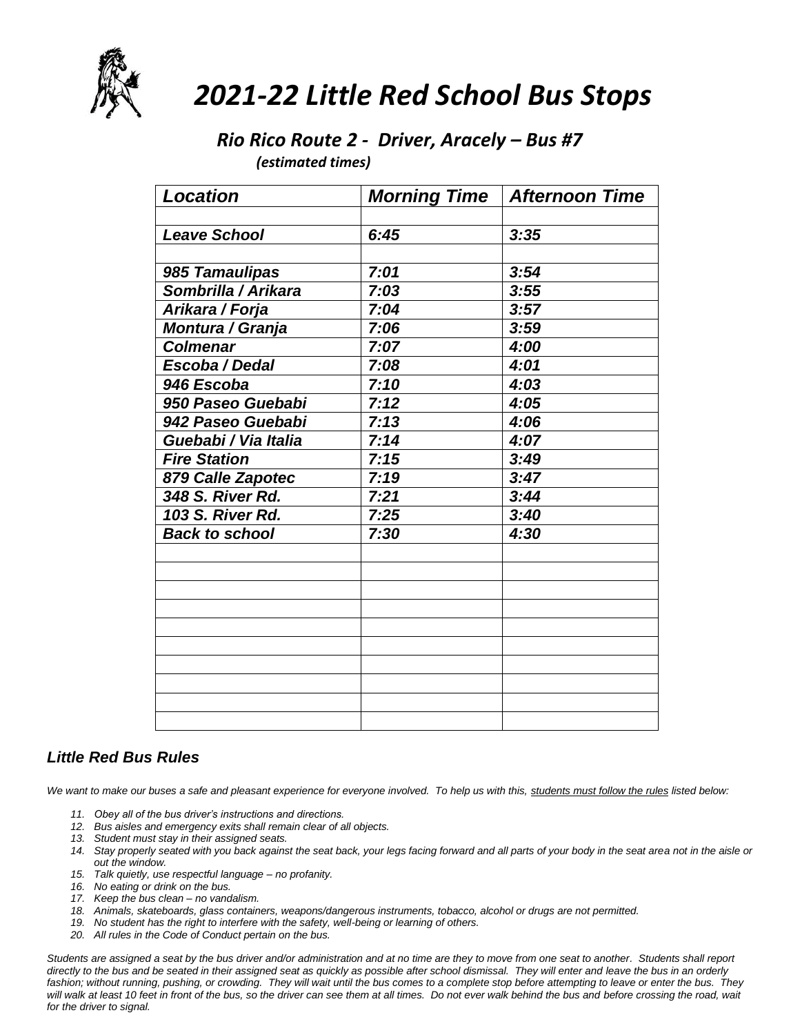# *2021-22 Little Red School Bus Stops*

## *Rio Rico Route 2 - Driver, Aracely – Bus #7*

*(estimated times)*

| *Location* | *Morning Time* | *Afternoon Time* |
|---|---|---|
| | | |
| ***Leave School*** | ***6:45*** | ***3:35*** |
| | | |
| ***985 Tamaulipas*** | ***7:01*** | ***3:54*** |
| ***Sombrilla / Arikara*** | ***7:03*** | ***3:55*** |
| ***Arikara / Forja*** | ***7:04*** | ***3:57*** |
| ***Montura / Granja*** | ***7:06*** | ***3:59*** |
| ***Colmenar*** | ***7:07*** | ***4:00*** |
| ***Escoba / Dedal*** | ***7:08*** | ***4:01*** |
| ***946 Escoba*** | ***7:10*** | ***4:03*** |
| ***950 Paseo Guebabi*** | ***7:12*** | ***4:05*** |
| ***942 Paseo Guebabi*** | ***7:13*** | ***4:06*** |
| ***Guebabi / Via Italia*** | ***7:14*** | ***4:07*** |
| ***Fire Station*** | ***7:15*** | ***3:49*** |
| ***879 Calle Zapotec*** | ***7:19*** | ***3:47*** |
| ***348 S. River Rd.*** | ***7:21*** | ***3:44*** |
| ***103 S. River Rd.*** | ***7:25*** | ***3:40*** |
| ***Back to school*** | ***7:30*** | ***4:30*** |
| | | |
| | | |
| | | |
| | | |
| | | |
| | | |
| | | |
| | | |
| | | |
| | | |

### *Little Red Bus Rules*

*We want to make our buses a safe and pleasant experience for everyone involved. To help us with this, students must follow the rules listed below:*

11. *Obey all of the bus driver's instructions and directions.*
12. *Bus aisles and emergency exits shall remain clear of all objects.*
13. *Student must stay in their assigned seats.*
14. *Stay properly seated with you back against the seat back, your legs facing forward and all parts of your body in the seat area not in the aisle or out the window.*
15. *Talk quietly, use respectful language – no profanity.*
16. *No eating or drink on the bus.*
17. *Keep the bus clean – no vandalism.*
18. *Animals, skateboards, glass containers, weapons/dangerous instruments, tobacco, alcohol or drugs are not permitted.*
19. *No student has the right to interfere with the safety, well-being or learning of others.*
20. *All rules in the Code of Conduct pertain on the bus.*

*Students are assigned a seat by the bus driver and/or administration and at no time are they to move from one seat to another. Students shall report directly to the bus and be seated in their assigned seat as quickly as possible after school dismissal. They will enter and leave the bus in an orderly fashion; without running, pushing, or crowding. They will wait until the bus comes to a complete stop before attempting to leave or enter the bus. They will walk at least 10 feet in front of the bus, so the driver can see them at all times. Do not ever walk behind the bus and before crossing the road, wait for the driver to signal.*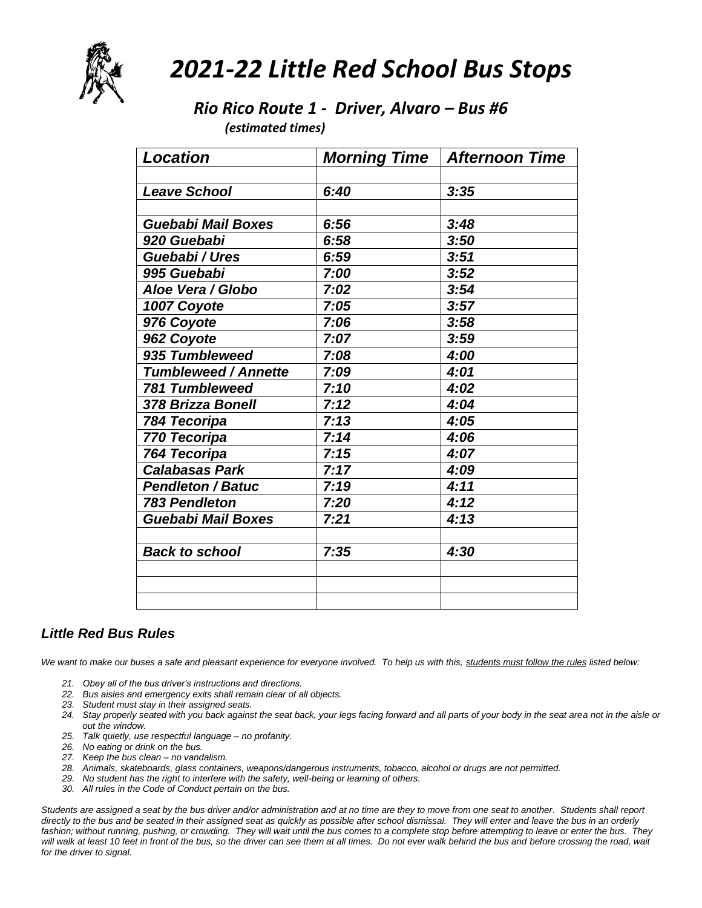# *2021-22 Little Red School Bus Stops*

## *Rio Rico Route 1 - Driver, Alvaro – Bus #6*

*(estimated times)*

| *Location* | *Morning Time* | *Afternoon Time* |
|---|---|---|
| | | |
| ***Leave School*** | ***6:40*** | ***3:35*** |
| | | |
| ***Guebabi Mail Boxes*** | ***6:56*** | ***3:48*** |
| ***920 Guebabi*** | ***6:58*** | ***3:50*** |
| ***Guebabi / Ures*** | ***6:59*** | ***3:51*** |
| ***995 Guebabi*** | ***7:00*** | ***3:52*** |
| ***Aloe Vera / Globo*** | ***7:02*** | ***3:54*** |
| ***1007 Coyote*** | ***7:05*** | ***3:57*** |
| ***976 Coyote*** | ***7:06*** | ***3:58*** |
| ***962 Coyote*** | ***7:07*** | ***3:59*** |
| ***935 Tumbleweed*** | ***7:08*** | ***4:00*** |
| ***Tumbleweed / Annette*** | ***7:09*** | ***4:01*** |
| ***781 Tumbleweed*** | ***7:10*** | ***4:02*** |
| ***378 Brizza Bonell*** | ***7:12*** | ***4:04*** |
| ***784 Tecoripa*** | ***7:13*** | ***4:05*** |
| ***770 Tecoripa*** | ***7:14*** | ***4:06*** |
| ***764 Tecoripa*** | ***7:15*** | ***4:07*** |
| ***Calabasas Park*** | ***7:17*** | ***4:09*** |
| ***Pendleton / Batuc*** | ***7:19*** | ***4:11*** |
| ***783 Pendleton*** | ***7:20*** | ***4:12*** |
| ***Guebabi Mail Boxes*** | ***7:21*** | ***4:13*** |
| | | |
| ***Back to school*** | ***7:35*** | ***4:30*** |
| | | |
| | | |
| | | |

### *Little Red Bus Rules*

*We want to make our buses a safe and pleasant experience for everyone involved. To help us with this, students must follow the rules listed below:*

21. *Obey all of the bus driver's instructions and directions.*
22. *Bus aisles and emergency exits shall remain clear of all objects.*
23. *Student must stay in their assigned seats.*
24. *Stay properly seated with you back against the seat back, your legs facing forward and all parts of your body in the seat area not in the aisle or out the window.*
25. *Talk quietly, use respectful language – no profanity.*
26. *No eating or drink on the bus.*
27. *Keep the bus clean – no vandalism.*
28. *Animals, skateboards, glass containers, weapons/dangerous instruments, tobacco, alcohol or drugs are not permitted.*
29. *No student has the right to interfere with the safety, well-being or learning of others.*
30. *All rules in the Code of Conduct pertain on the bus.*

*Students are assigned a seat by the bus driver and/or administration and at no time are they to move from one seat to another. Students shall report directly to the bus and be seated in their assigned seat as quickly as possible after school dismissal. They will enter and leave the bus in an orderly fashion; without running, pushing, or crowding. They will wait until the bus comes to a complete stop before attempting to leave or enter the bus. They will walk at least 10 feet in front of the bus, so the driver can see them at all times. Do not ever walk behind the bus and before crossing the road, wait for the driver to signal.*